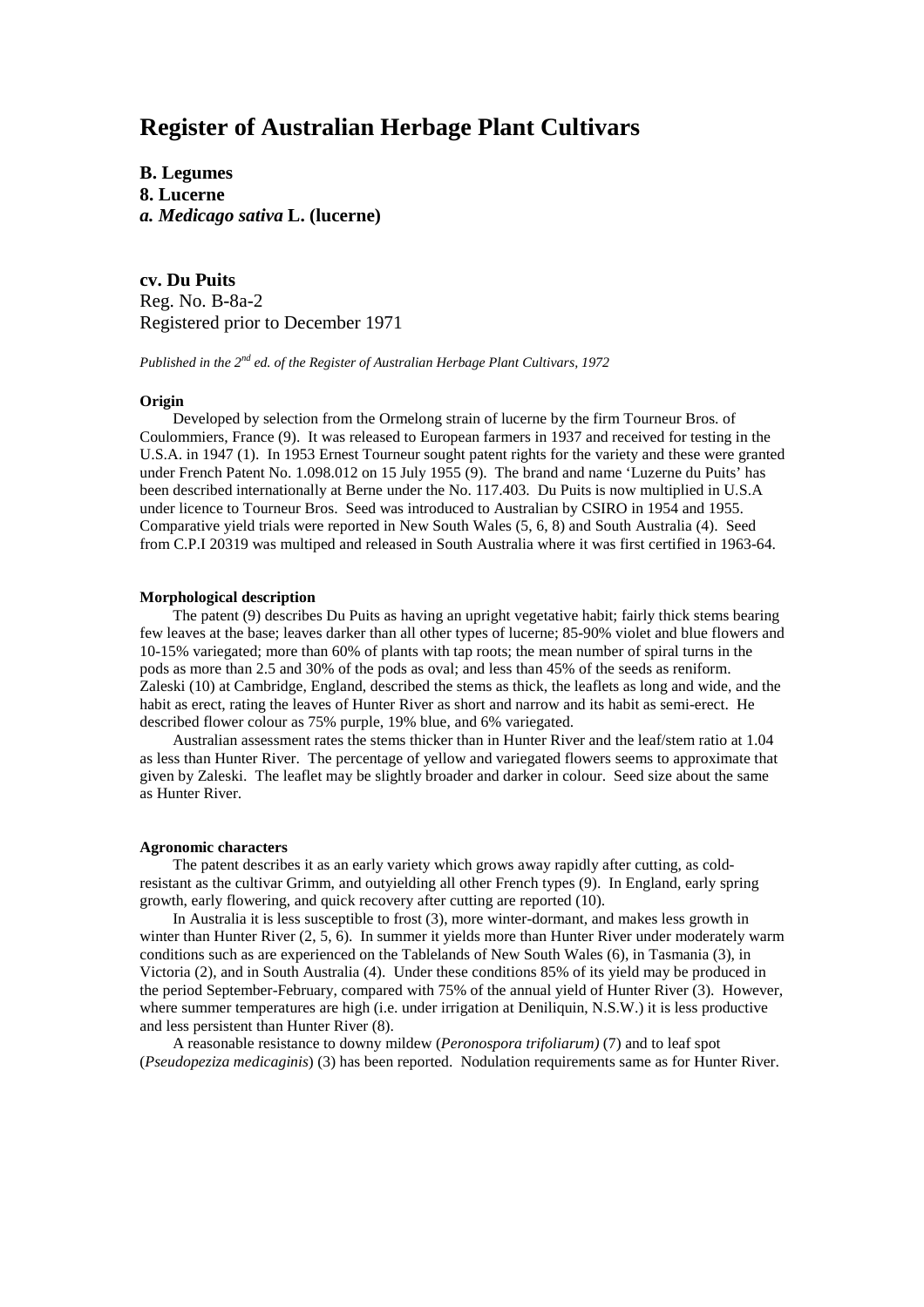# Register of Australian Herbage Plant Cultivars

**B. Legumes**
**8. Lucerne**
***a. Medicago sativa* L. (lucerne)**

## cv. Du Puits

Reg. No. B-8a-2
Registered prior to December 1971

*Published in the 2nd ed. of the Register of Australian Herbage Plant Cultivars, 1972*

### Origin

Developed by selection from the Ormelong strain of lucerne by the firm Tourneur Bros. of Coulommiers, France (9). It was released to European farmers in 1937 and received for testing in the U.S.A. in 1947 (1). In 1953 Ernest Tourneur sought patent rights for the variety and these were granted under French Patent No. 1.098.012 on 15 July 1955 (9). The brand and name 'Luzerne du Puits' has been described internationally at Berne under the No. 117.403. Du Puits is now multiplied in U.S.A under licence to Tourneur Bros. Seed was introduced to Australian by CSIRO in 1954 and 1955. Comparative yield trials were reported in New South Wales (5, 6, 8) and South Australia (4). Seed from C.P.I 20319 was multiped and released in South Australia where it was first certified in 1963-64.

### Morphological description

The patent (9) describes Du Puits as having an upright vegetative habit; fairly thick stems bearing few leaves at the base; leaves darker than all other types of lucerne; 85-90% violet and blue flowers and 10-15% variegated; more than 60% of plants with tap roots; the mean number of spiral turns in the pods as more than 2.5 and 30% of the pods as oval; and less than 45% of the seeds as reniform. Zaleski (10) at Cambridge, England, described the stems as thick, the leaflets as long and wide, and the habit as erect, rating the leaves of Hunter River as short and narrow and its habit as semi-erect. He described flower colour as 75% purple, 19% blue, and 6% variegated.

Australian assessment rates the stems thicker than in Hunter River and the leaf/stem ratio at 1.04 as less than Hunter River. The percentage of yellow and variegated flowers seems to approximate that given by Zaleski. The leaflet may be slightly broader and darker in colour. Seed size about the same as Hunter River.

### Agronomic characters

The patent describes it as an early variety which grows away rapidly after cutting, as cold-resistant as the cultivar Grimm, and outyielding all other French types (9). In England, early spring growth, early flowering, and quick recovery after cutting are reported (10).

In Australia it is less susceptible to frost (3), more winter-dormant, and makes less growth in winter than Hunter River (2, 5, 6). In summer it yields more than Hunter River under moderately warm conditions such as are experienced on the Tablelands of New South Wales (6), in Tasmania (3), in Victoria (2), and in South Australia (4). Under these conditions 85% of its yield may be produced in the period September-February, compared with 75% of the annual yield of Hunter River (3). However, where summer temperatures are high (i.e. under irrigation at Deniliquin, N.S.W.) it is less productive and less persistent than Hunter River (8).

A reasonable resistance to downy mildew (*Peronospora trifoliarum)* (7) and to leaf spot (*Pseudopeziza medicaginis*) (3) has been reported. Nodulation requirements same as for Hunter River.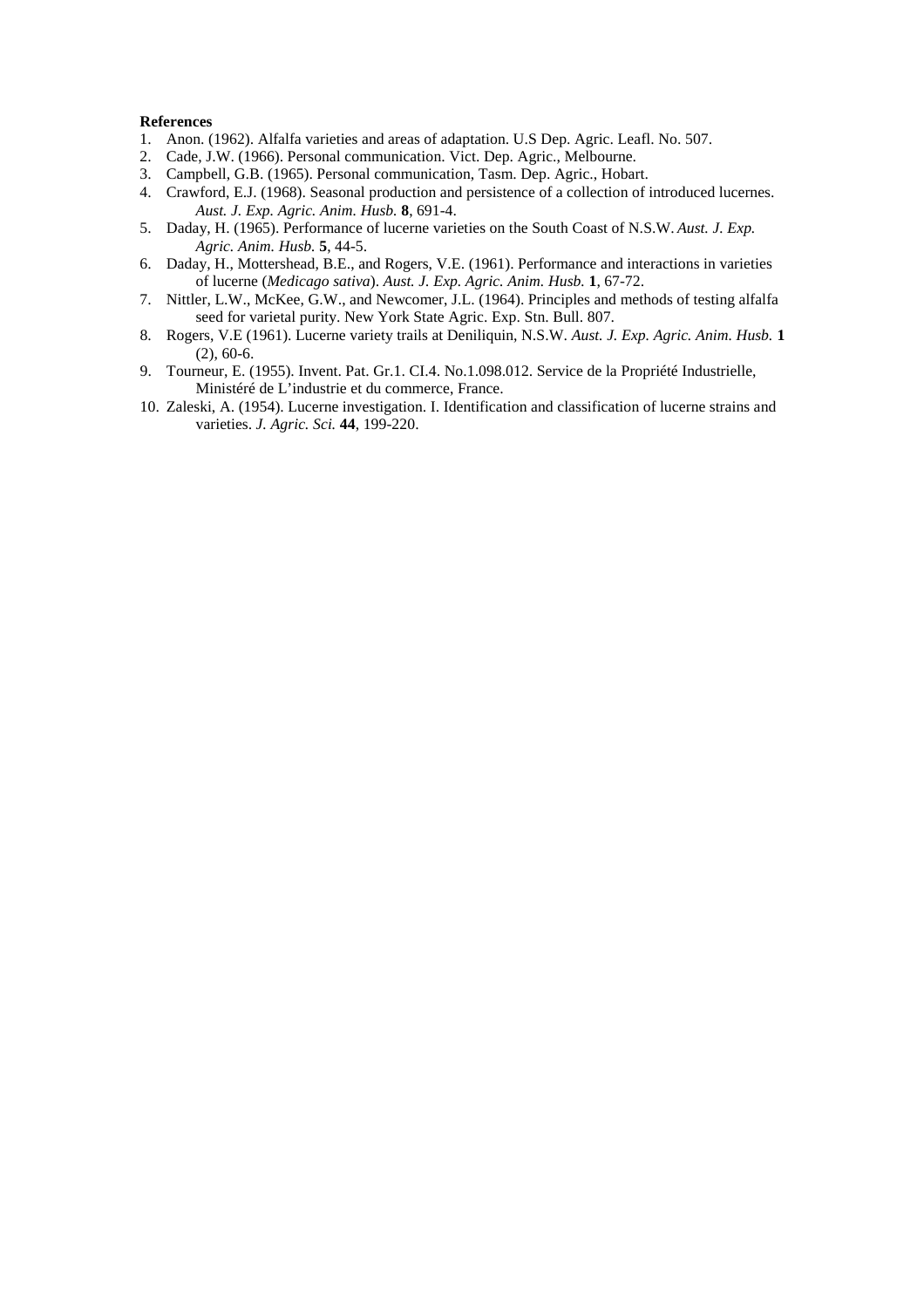**References**

1. Anon. (1962). Alfalfa varieties and areas of adaptation. U.S Dep. Agric. Leafl. No. 507.
2. Cade, J.W. (1966). Personal communication. Vict. Dep. Agric., Melbourne.
3. Campbell, G.B. (1965). Personal communication, Tasm. Dep. Agric., Hobart.
4. Crawford, E.J. (1968). Seasonal production and persistence of a collection of introduced lucernes. *Aust. J. Exp. Agric. Anim. Husb.* **8**, 691-4.
5. Daday, H. (1965). Performance of lucerne varieties on the South Coast of N.S.W. *Aust. J. Exp. Agric. Anim. Husb.* **5**, 44-5.
6. Daday, H., Mottershead, B.E., and Rogers, V.E. (1961). Performance and interactions in varieties of lucerne (*Medicago sativa*). *Aust. J. Exp. Agric. Anim. Husb.* **1**, 67-72.
7. Nittler, L.W., McKee, G.W., and Newcomer, J.L. (1964). Principles and methods of testing alfalfa seed for varietal purity. New York State Agric. Exp. Stn. Bull. 807.
8. Rogers, V.E (1961). Lucerne variety trails at Deniliquin, N.S.W. *Aust. J. Exp. Agric. Anim. Husb.* **1** (2), 60-6.
9. Tourneur, E. (1955). Invent. Pat. Gr.1. CI.4. No.1.098.012. Service de la Propriété Industrielle, Ministéré de L'industrie et du commerce, France.
10. Zaleski, A. (1954). Lucerne investigation. I. Identification and classification of lucerne strains and varieties. *J. Agric. Sci.* **44**, 199-220.